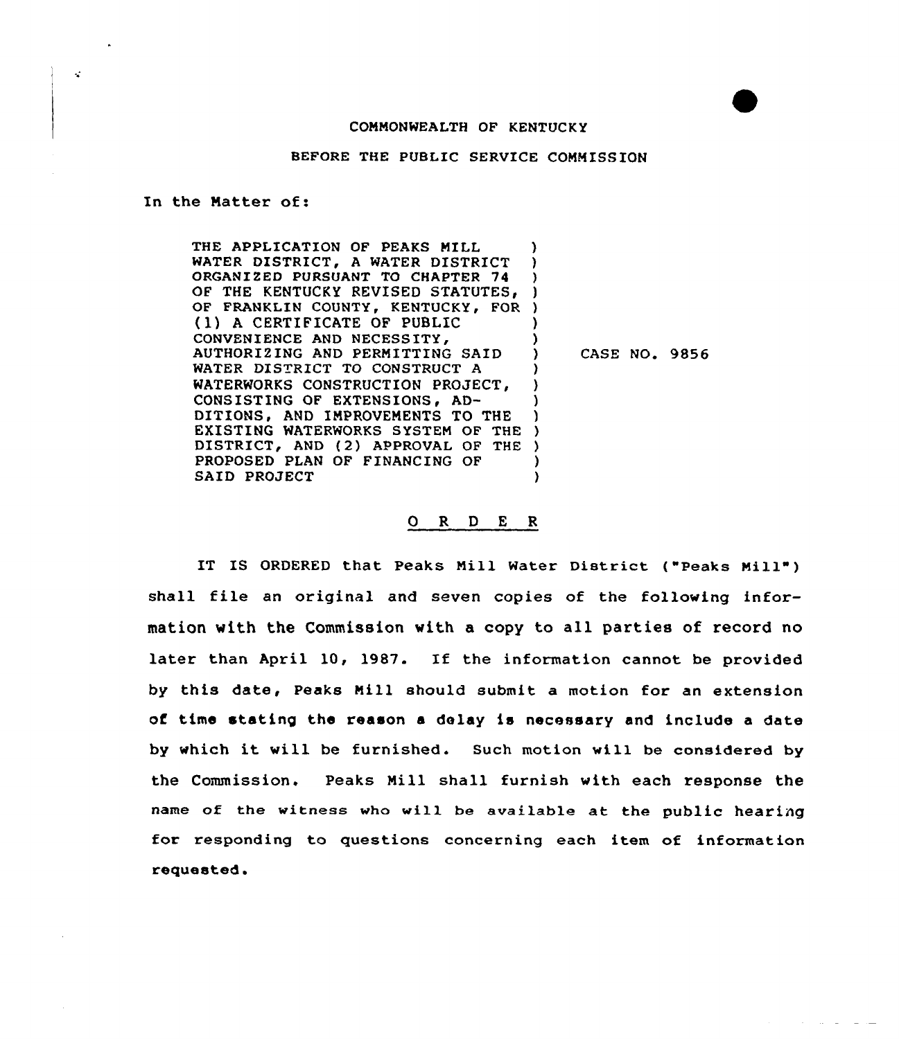COMMONWEALTH OF KENTUCKY

BEFORE THE PUBLIC SERVICE COMMISSION

In the Matter of:

| | |
|---|---|
| THE APPLICATION OF PEAKS MILL WATER DISTRICT, A WATER DISTRICT ORGANIZED PURSUANT TO CHAPTER 74 OF THE KENTUCKY REVISED STATUTES, OF FRANKLIN COUNTY, KENTUCKY, FOR (1) A CERTIFICATE OF PUBLIC CONVENIENCE AND NECESSITY, AUTHORIZING AND PERMITTING SAID WATER DISTRICT TO CONSTRUCT A WATERWORKS CONSTRUCTION PROJECT, CONSISTING OF EXTENSIONS, ADDITIONS, AND IMPROVEMENTS TO THE EXISTING WATERWORKS SYSTEM OF THE DISTRICT, AND (2) APPROVAL OF THE PROPOSED PLAN OF FINANCING OF SAID PROJECT | CASE NO. 9856 |

## O R D E R

IT IS ORDERED that Peaks Mill Water District ("Peaks Mill") shall file an original and seven copies of the following information with the Commission with a copy to all parties of record no later than April 10, 1987. If the information cannot be provided by this date, Peaks Mill should submit a motion for an extension of time stating the reason a delay is necessary and include a date by which it will be furnished. Such motion will be considered by the Commission. Peaks Mill shall furnish with each response the name of the witness who will be available at the public hearing for responding to questions concerning each item of information requested.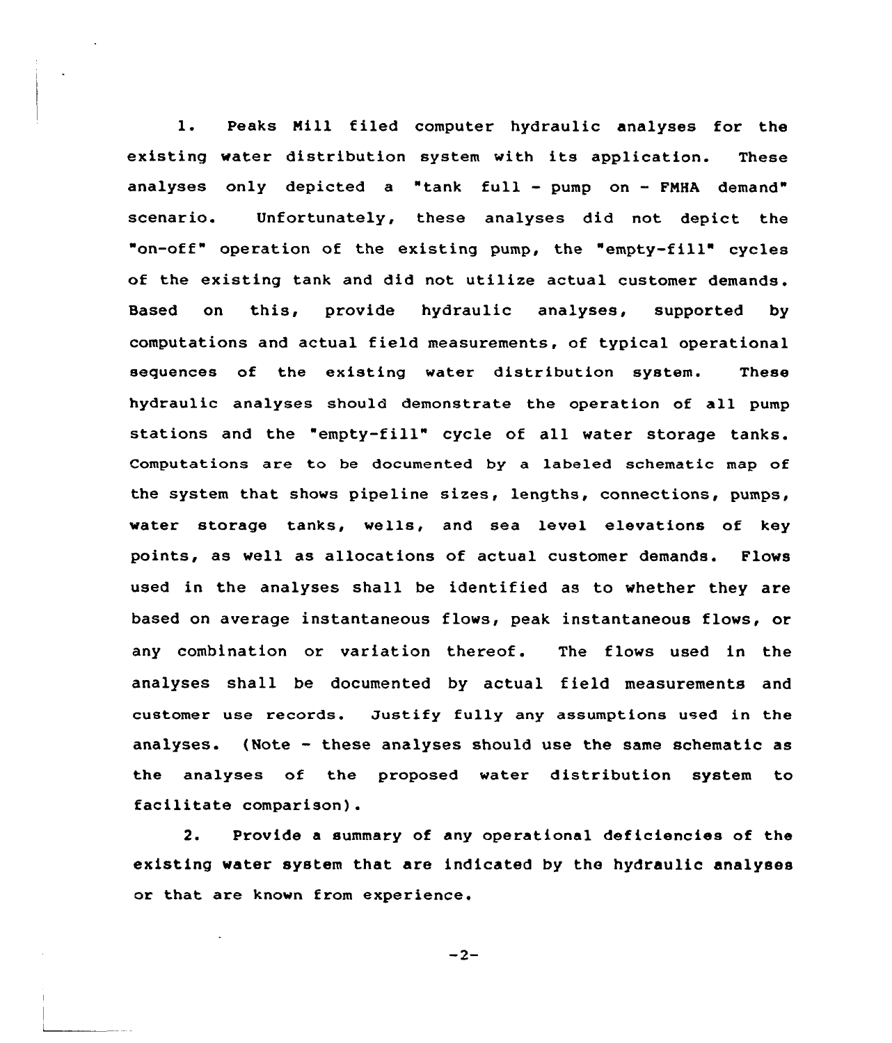1. Peaks Mill filed computer hydraulic analyses for the existing water distribution system with its application. These analyses only depicted a "tank full - pump on - FMHA demand" scenario. Unfortunately, these analyses did not depict the "on-off" operation of the existing pump, the "empty-fill" cycles of the existing tank and did not utilize actual customer demands. Based on this, provide hydraulic analyses, supported by computations and actual field measurements, of typical operational sequences of the existing water distribution system. These hydraulic analyses should demonstrate the operation of all pump stations and the "empty-fill" cycle of all water storage tanks. Computations are to be documented by a labeled schematic map of the system that shows pipeline sizes, lengths, connections, pumps, water storage tanks, wells, and sea level elevations of key points, as well as allocations of actual customer demands. Flows used in the analyses shall be identified as to whether they are based on average instantaneous flows, peak instantaneous flows, or any combination or variation thereof. The flows used in the analyses shall be documented by actual field measurements and customer use records. Justify fully any assumptions used in the analyses. (Note - these analyses should use the same schematic as the analyses of the proposed water distribution system to facilitate comparison).

2. Provide a summary of any operational deficiencies of the existing water system that are indicated by the hydraulic analyses or that are known from experience.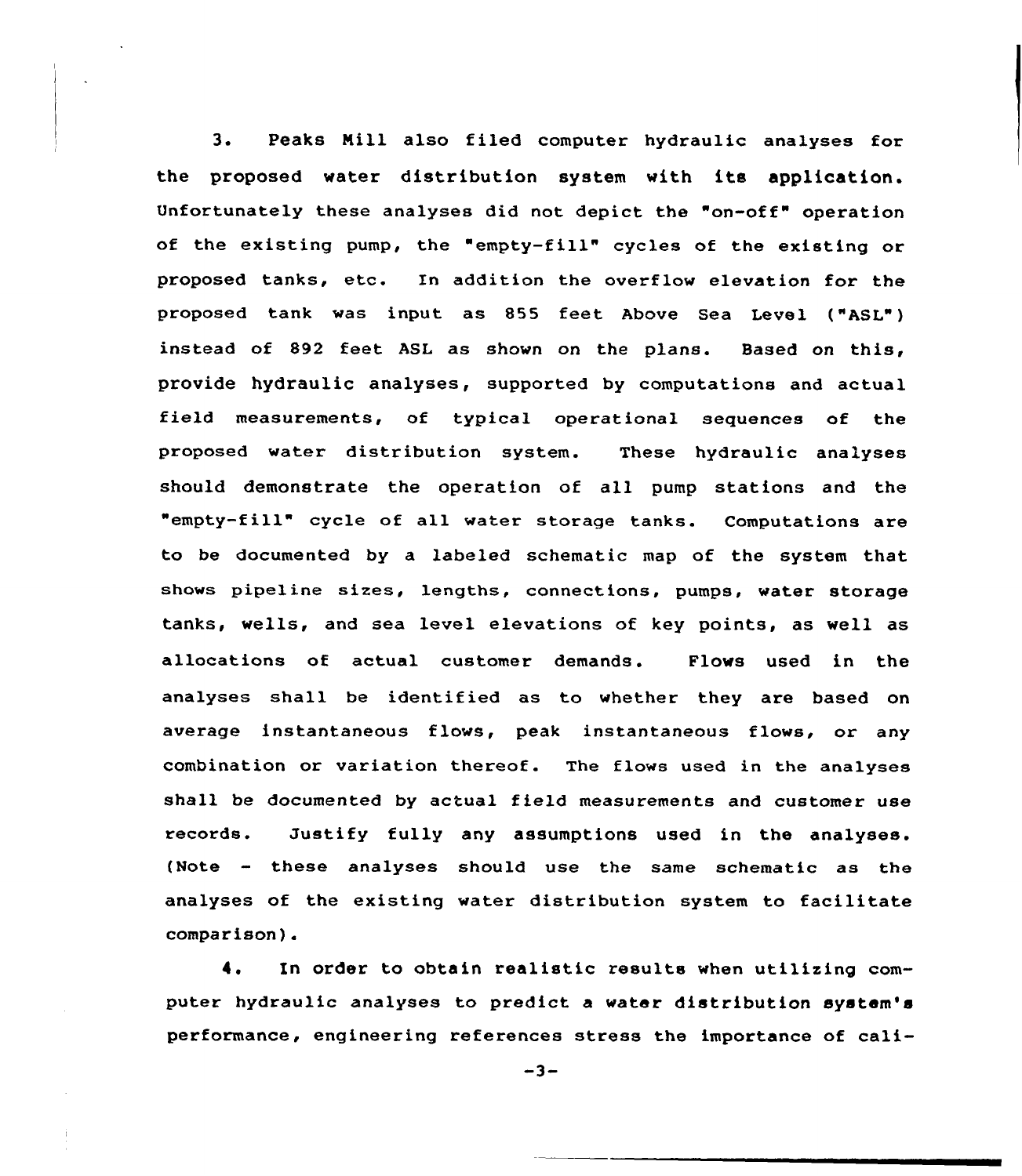3. Peaks Mill also filed computer hydraulic analyses for the proposed water distribution system with its application. Unfortunately these analyses did not depict the "on-off" operation of the existing pump, the "empty-fill" cycles of the existing or proposed tanks, etc. In addition the overflow elevation for the proposed tank was input as 855 feet Above Sea Level ("ASL") instead of 892 feet ASL as shown on the plans. Based on this, provide hydraulic analyses, supported by computations and actual field measurements, of typical operational sequences of the proposed water distribution system. These hydraulic analyses should demonstrate the operation of all pump stations and the "empty-fill" cycle of all water storage tanks. Computations are to be documented by a labeled schematic map of the system that shows pipeline sizes, lengths, connections, pumps, water storage tanks, wells, and sea level elevations of key points, as well as allocations of actual customer demands. Flows used in the analyses shall be identified as to whether they are based on average instantaneous flows, peak instantaneous flows, or any combination or variation thereof. The flows used in the analyses shall be documented by actual field measurements and customer use records. Justify fully any assumptions used in the analyses. (Note - these analyses should use the same schematic as the analyses of the existing water distribution system to facilitate comparison).

4. In order to obtain realistic results when utilizing computer hydraulic analyses to predict a water distribution system's performance, engineering references stress the importance of cali-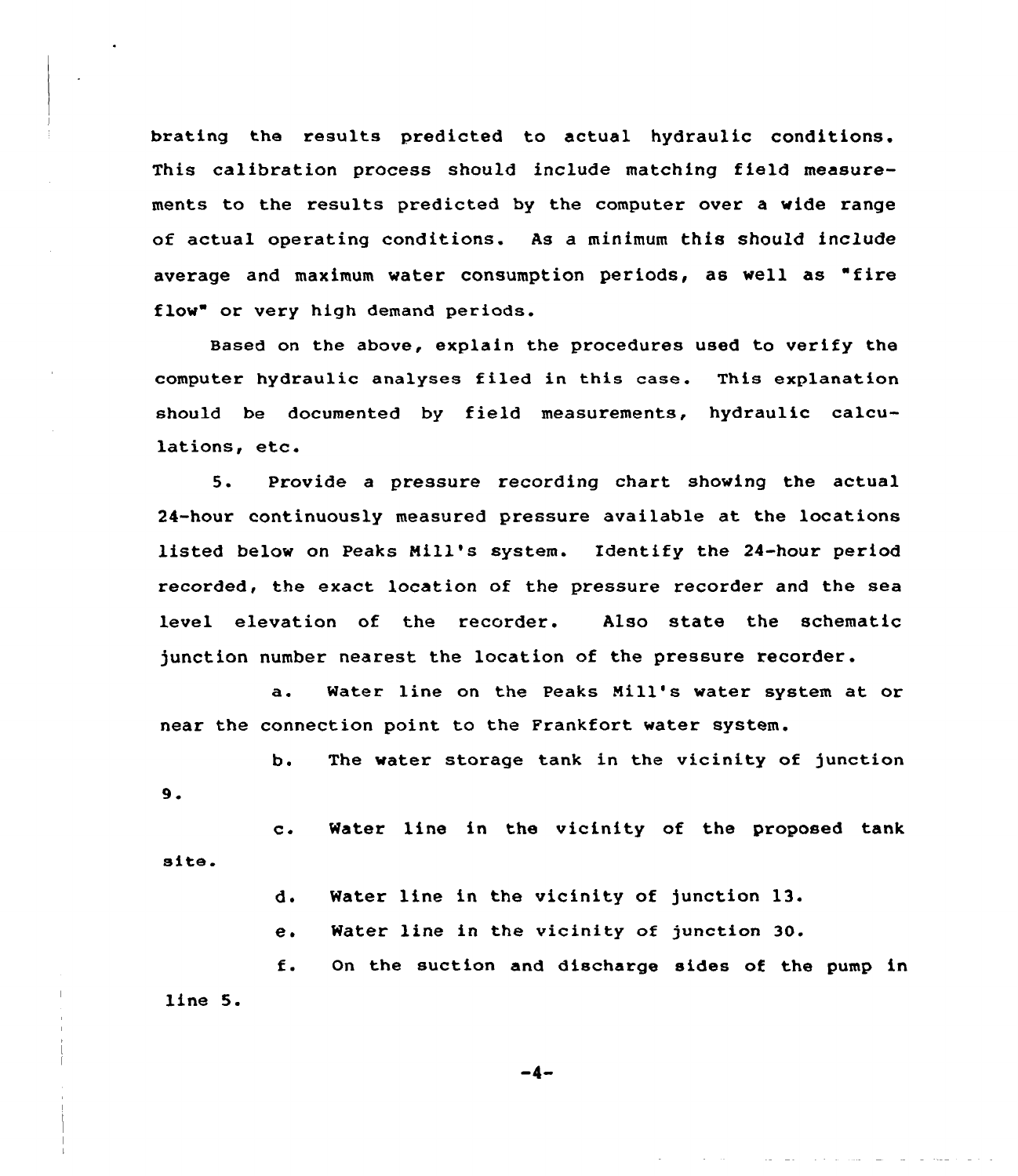brating the results predicted to actual hydraulic conditions. This calibration process should include matching field measurements to the results predicted by the computer over a wide range of actual operating conditions. As a minimum this should include average and maximum water consumption periods, as well as "fire flow" or very high demand periods.

Based on the above, explain the procedures used to verify the computer hydraulic analyses filed in this case. This explanation should be documented by field measurements, hydraulic calculations, etc.

5. Provide a pressure recording chart showing the actual 24-hour continuously measured pressure available at the locations listed below on Peaks Mill's system. Identify the 24-hour period recorded, the exact location of the pressure recorder and the sea level elevation of the recorder. Also state the schematic junction number nearest the location of the pressure recorder.

a. Water line on the Peaks Mill's water system at or near the connection point to the Frankfort water system.

b. The water storage tank in the vicinity of junction 9.

c. Water line in the vicinity of the proposed tank site.

d. Water line in the vicinity of junction 13.

e. Water line in the vicinity of junction 30.

f. On the suction and discharge sides of the pump in line 5.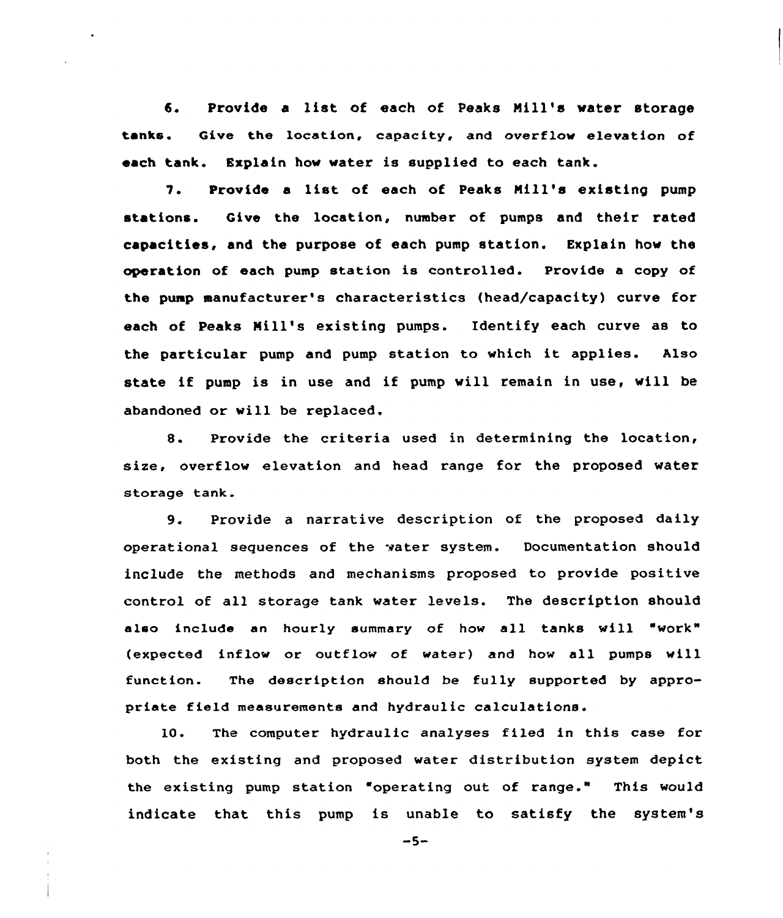6. Provide a list of each of Peaks Mill's water storage tanks. Give the location, capacity, and overflow elevation of each tank. Explain how water is supplied to each tank.

7. Provide a list of each of Peaks Mill's existing pump stations. Give the location, number of pumps and their rated capacities, and the purpose of each pump station. Explain how the operation of each pump station is controlled. Provide a copy of the pump manufacturer's characteristics (head/capacity) curve for each of Peaks Mill's existing pumps. Identify each curve as to the particular pump and pump station to which it applies. Also state if pump is in use and if pump will remain in use, will be abandoned or will be replaced.

8. Provide the criteria used in determining the location, size, overflow elevation and head range for the proposed water storage tank.

9. Provide a narrative description of the proposed daily operational sequences of the water system. Documentation should include the methods and mechanisms proposed to provide positive control of all storage tank water levels. The description should also include an hourly summary of how all tanks will "work" (expected inflow or outflow of water) and how all pumps will function. The description should be fully supported by appropriate field measurements and hydraulic calculations.

10. The computer hydraulic analyses filed in this case for both the existing and proposed water distribution system depict the existing pump station "operating out of range." This would indicate that this pump is unable to satisfy the system's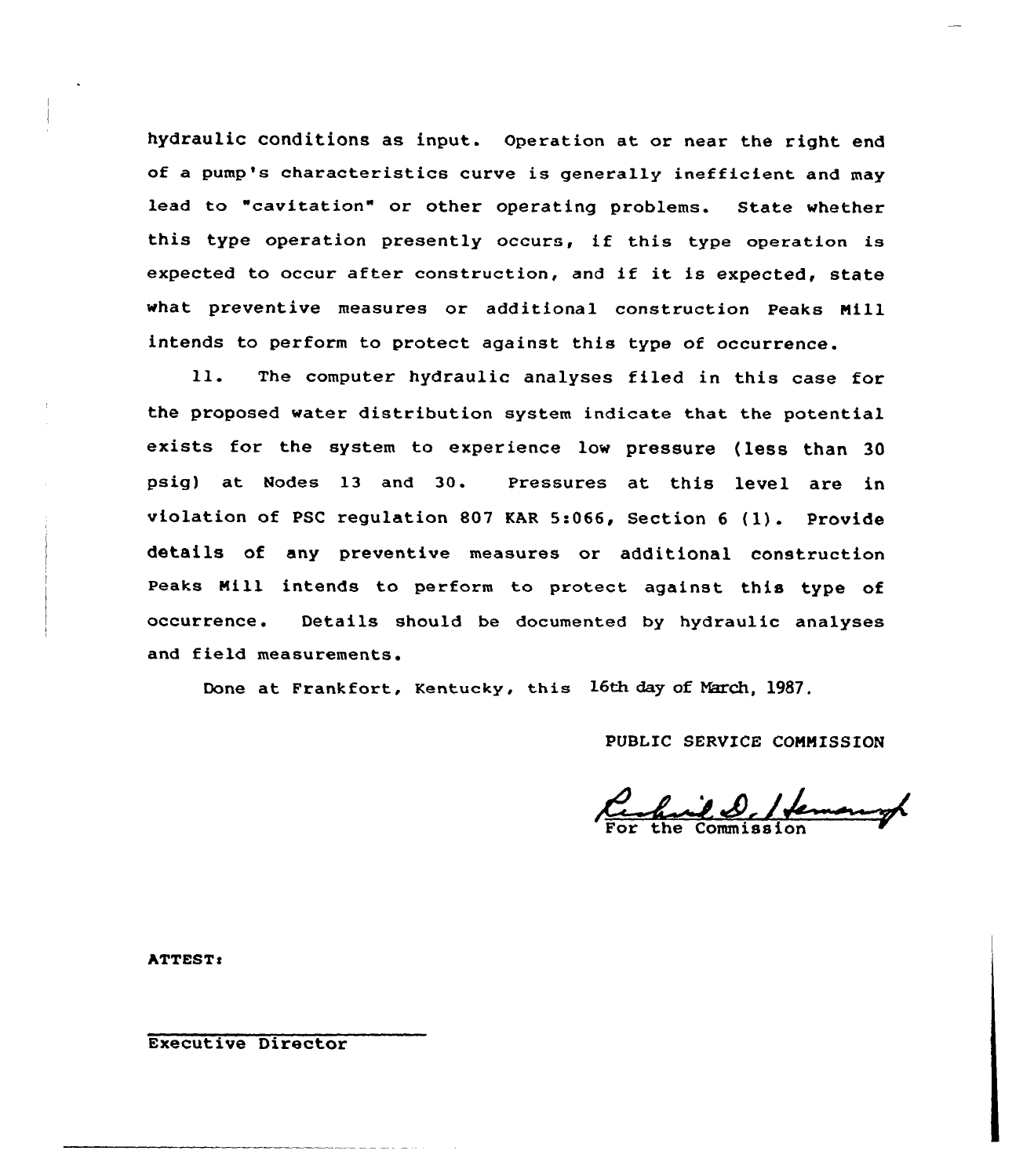hydraulic conditions as input. Operation at or near the right end of a pump's characteristics curve is generally inefficient and may lead to "cavitation" or other operating problems. State whether this type operation presently occurs, if this type operation is expected to occur after construction, and if it is expected, state what preventive measures or additional construction Peaks Mill intends to perform to protect against this type of occurrence.

11. The computer hydraulic analyses filed in this case for the proposed water distribution system indicate that the potential exists for the system to experience low pressure (less than 30 psig) at Nodes 13 and 30. Pressures at this level are in violation of PSC regulation 807 KAR 5:066, Section 6 (1). Provide details of any preventive measures or additional construction Peaks Mill intends to perform to protect against this type of occurrence. Details should be documented by hydraulic analyses and field measurements.

Done at Frankfort, Kentucky, this 16th day of March, 1987.

PUBLIC SERVICE COMMISSION

For the Commission

ATTEST:

Executive Director